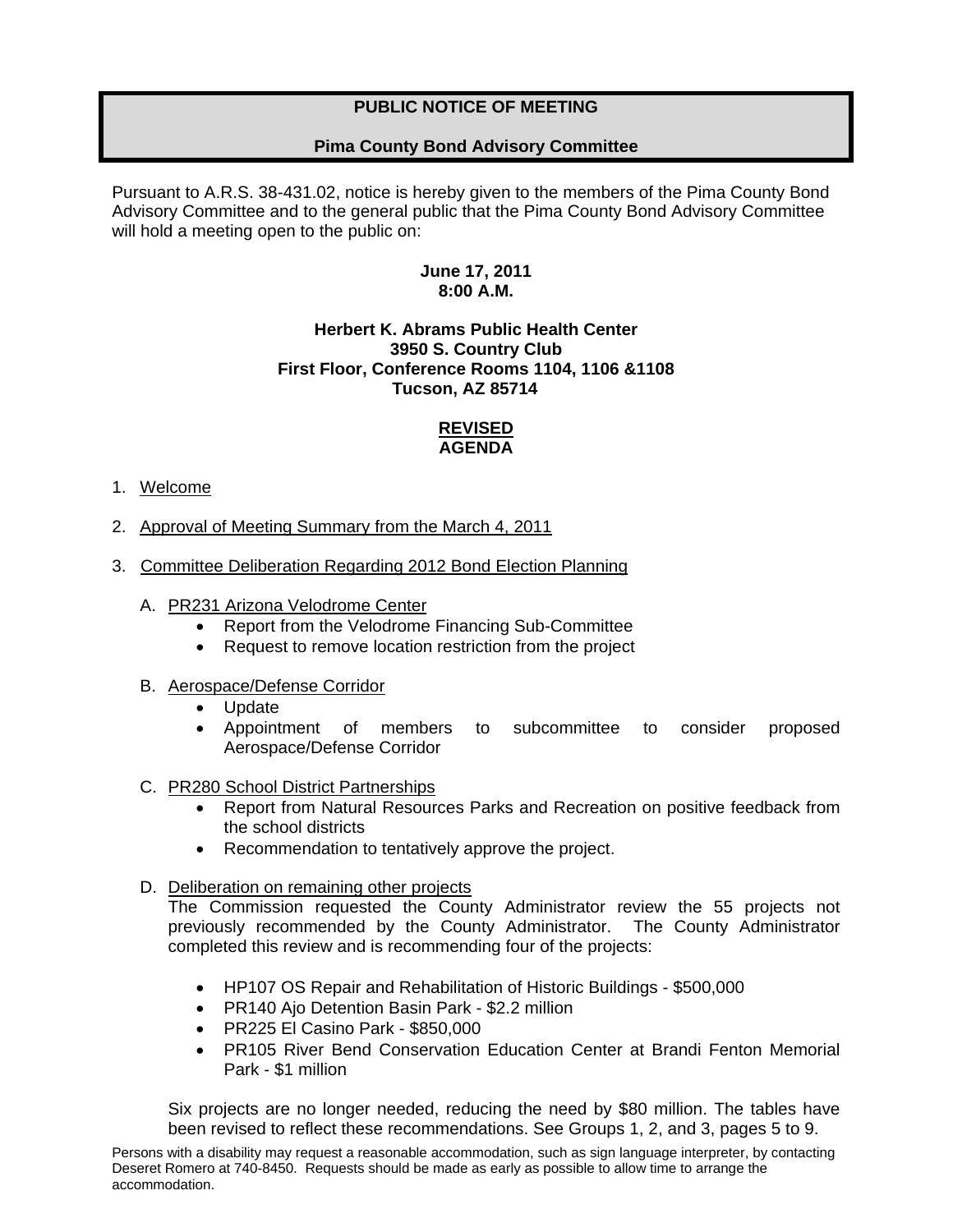# PUBLIC NOTICE OF MEETING

## Pima County Bond Advisory Committee

Pursuant to A.R.S. 38-431.02, notice is hereby given to the members of the Pima County Bond Advisory Committee and to the general public that the Pima County Bond Advisory Committee will hold a meeting open to the public on:

**June 17, 2011**
**8:00 A.M.**

**Herbert K. Abrams Public Health Center**
**3950 S. Country Club**
**First Floor, Conference Rooms 1104, 1106 &1108**
**Tucson, AZ 85714**

**REVISED**
**AGENDA**

1. Welcome

2. Approval of Meeting Summary from the March 4, 2011

3. Committee Deliberation Regarding 2012 Bond Election Planning

   A. PR231 Arizona Velodrome Center
      - Report from the Velodrome Financing Sub-Committee
      - Request to remove location restriction from the project

   B. Aerospace/Defense Corridor
      - Update
      - Appointment of members to subcommittee to consider proposed Aerospace/Defense Corridor

   C. PR280 School District Partnerships
      - Report from Natural Resources Parks and Recreation on positive feedback from the school districts
      - Recommendation to tentatively approve the project.

   D. Deliberation on remaining other projects

      The Commission requested the County Administrator review the 55 projects not previously recommended by the County Administrator. The County Administrator completed this review and is recommending four of the projects:

      - HP107 OS Repair and Rehabilitation of Historic Buildings - $500,000
      - PR140 Ajo Detention Basin Park - $2.2 million
      - PR225 El Casino Park - $850,000
      - PR105 River Bend Conservation Education Center at Brandi Fenton Memorial Park - $1 million

      Six projects are no longer needed, reducing the need by $80 million. The tables have been revised to reflect these recommendations. See Groups 1, 2, and 3, pages 5 to 9.

Persons with a disability may request a reasonable accommodation, such as sign language interpreter, by contacting Deseret Romero at 740-8450. Requests should be made as early as possible to allow time to arrange the accommodation.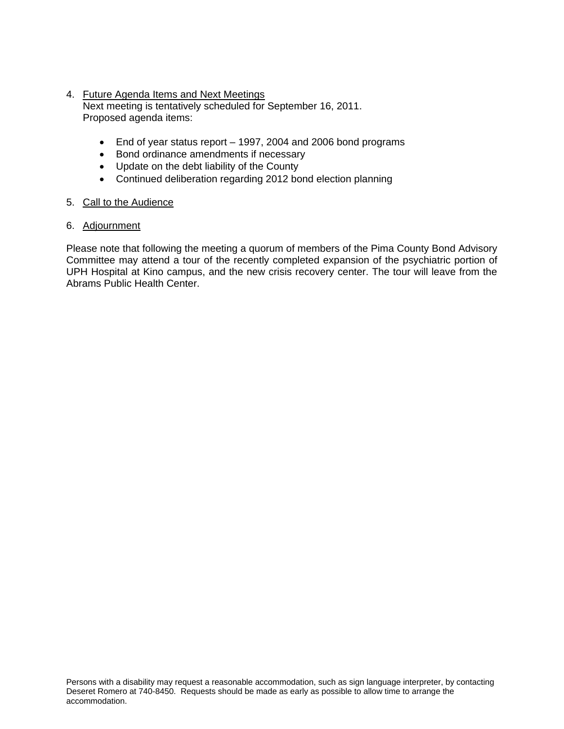4. <u>Future Agenda Items and Next Meetings</u>
   Next meeting is tentatively scheduled for September 16, 2011.
   Proposed agenda items:

   - End of year status report – 1997, 2004 and 2006 bond programs
   - Bond ordinance amendments if necessary
   - Update on the debt liability of the County
   - Continued deliberation regarding 2012 bond election planning

5. <u>Call to the Audience</u>

6. <u>Adjournment</u>

Please note that following the meeting a quorum of members of the Pima County Bond Advisory Committee may attend a tour of the recently completed expansion of the psychiatric portion of UPH Hospital at Kino campus, and the new crisis recovery center. The tour will leave from the Abrams Public Health Center.

Persons with a disability may request a reasonable accommodation, such as sign language interpreter, by contacting Deseret Romero at 740-8450. Requests should be made as early as possible to allow time to arrange the accommodation.